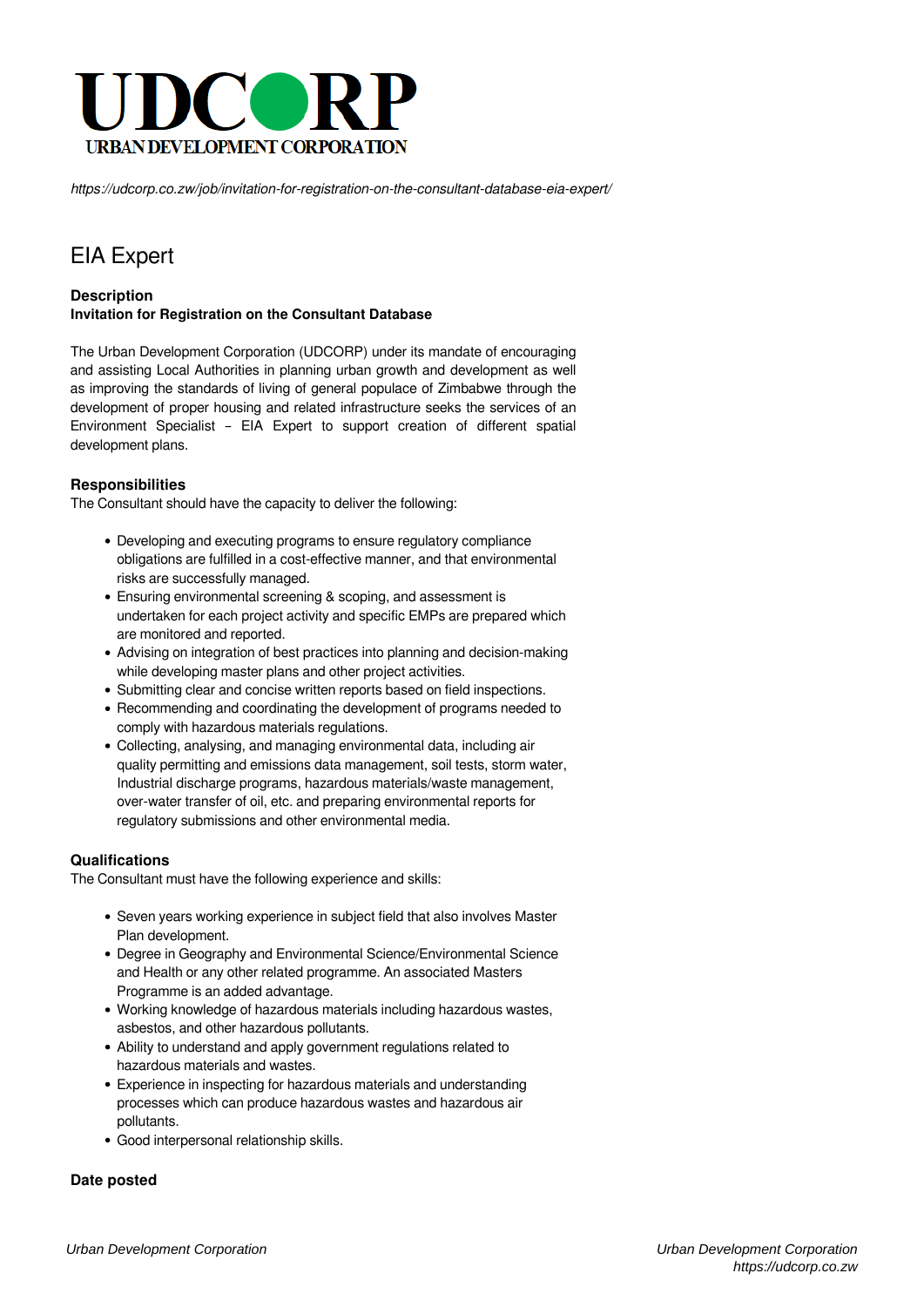UDCORP
URBAN DEVELOPMENT CORPORATION

*https://udcorp.co.zw/job/invitation-for-registration-on-the-consultant-database-eia-expert/*

# EIA Expert

**Description**
**Invitation for Registration on the Consultant Database**

The Urban Development Corporation (UDCORP) under its mandate of encouraging and assisting Local Authorities in planning urban growth and development as well as improving the standards of living of general populace of Zimbabwe through the development of proper housing and related infrastructure seeks the services of an Environment Specialist – EIA Expert to support creation of different spatial development plans.

**Responsibilities**
The Consultant should have the capacity to deliver the following:

- Developing and executing programs to ensure regulatory compliance obligations are fulfilled in a cost-effective manner, and that environmental risks are successfully managed.
- Ensuring environmental screening & scoping, and assessment is undertaken for each project activity and specific EMPs are prepared which are monitored and reported.
- Advising on integration of best practices into planning and decision-making while developing master plans and other project activities.
- Submitting clear and concise written reports based on field inspections.
- Recommending and coordinating the development of programs needed to comply with hazardous materials regulations.
- Collecting, analysing, and managing environmental data, including air quality permitting and emissions data management, soil tests, storm water, Industrial discharge programs, hazardous materials/waste management, over-water transfer of oil, etc. and preparing environmental reports for regulatory submissions and other environmental media.

**Qualifications**
The Consultant must have the following experience and skills:

- Seven years working experience in subject field that also involves Master Plan development.
- Degree in Geography and Environmental Science/Environmental Science and Health or any other related programme. An associated Masters Programme is an added advantage.
- Working knowledge of hazardous materials including hazardous wastes, asbestos, and other hazardous pollutants.
- Ability to understand and apply government regulations related to hazardous materials and wastes.
- Experience in inspecting for hazardous materials and understanding processes which can produce hazardous wastes and hazardous air pollutants.
- Good interpersonal relationship skills.

**Date posted**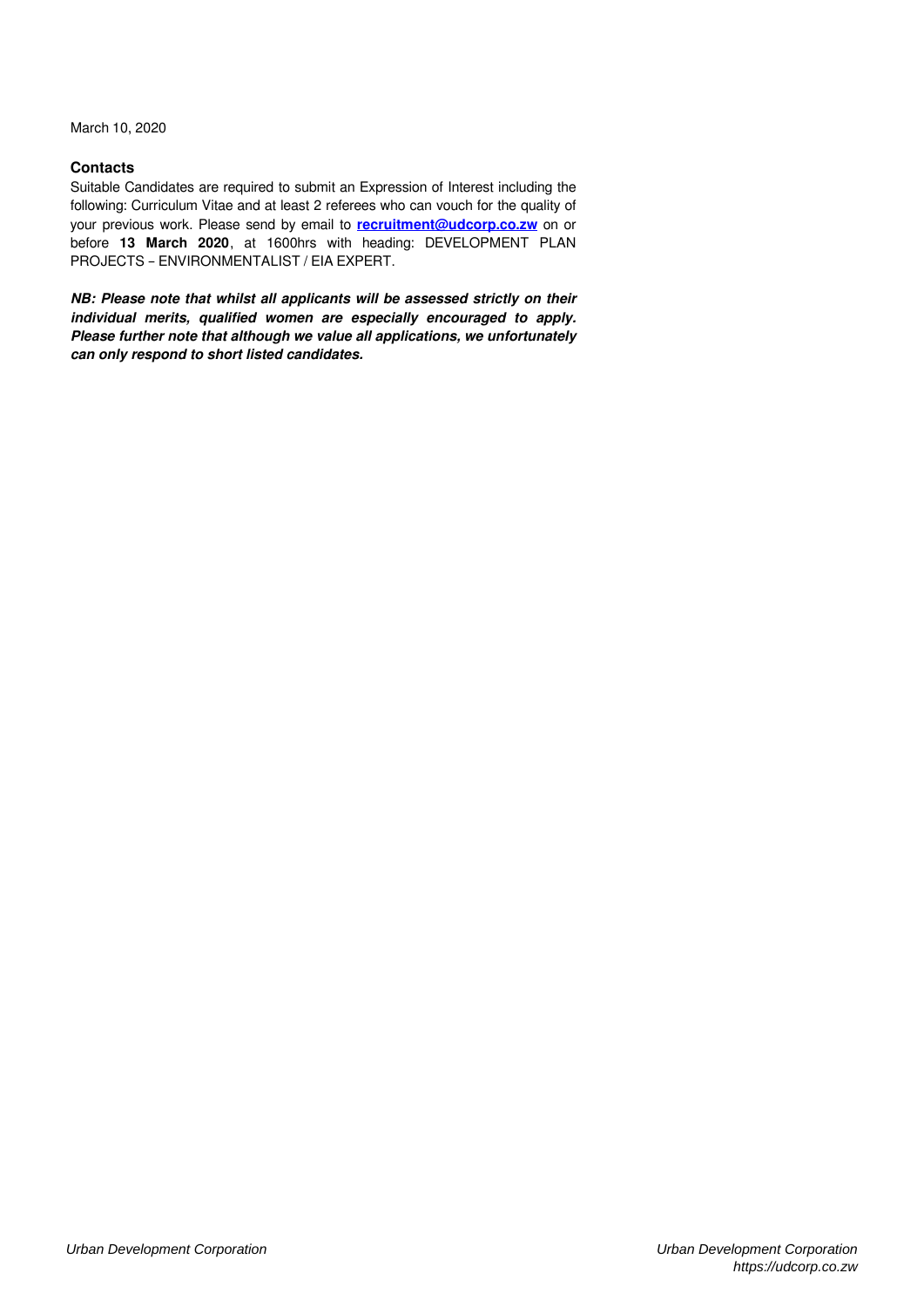March 10, 2020

**Contacts**

Suitable Candidates are required to submit an Expression of Interest including the following: Curriculum Vitae and at least 2 referees who can vouch for the quality of your previous work. Please send by email to **recruitment@udcorp.co.zw** on or before **13 March 2020**, at 1600hrs with heading: DEVELOPMENT PLAN PROJECTS – ENVIRONMENTALIST / EIA EXPERT.

***NB: Please note that whilst all applicants will be assessed strictly on their individual merits, qualified women are especially encouraged to apply. Please further note that although we value all applications, we unfortunately can only respond to short listed candidates.***